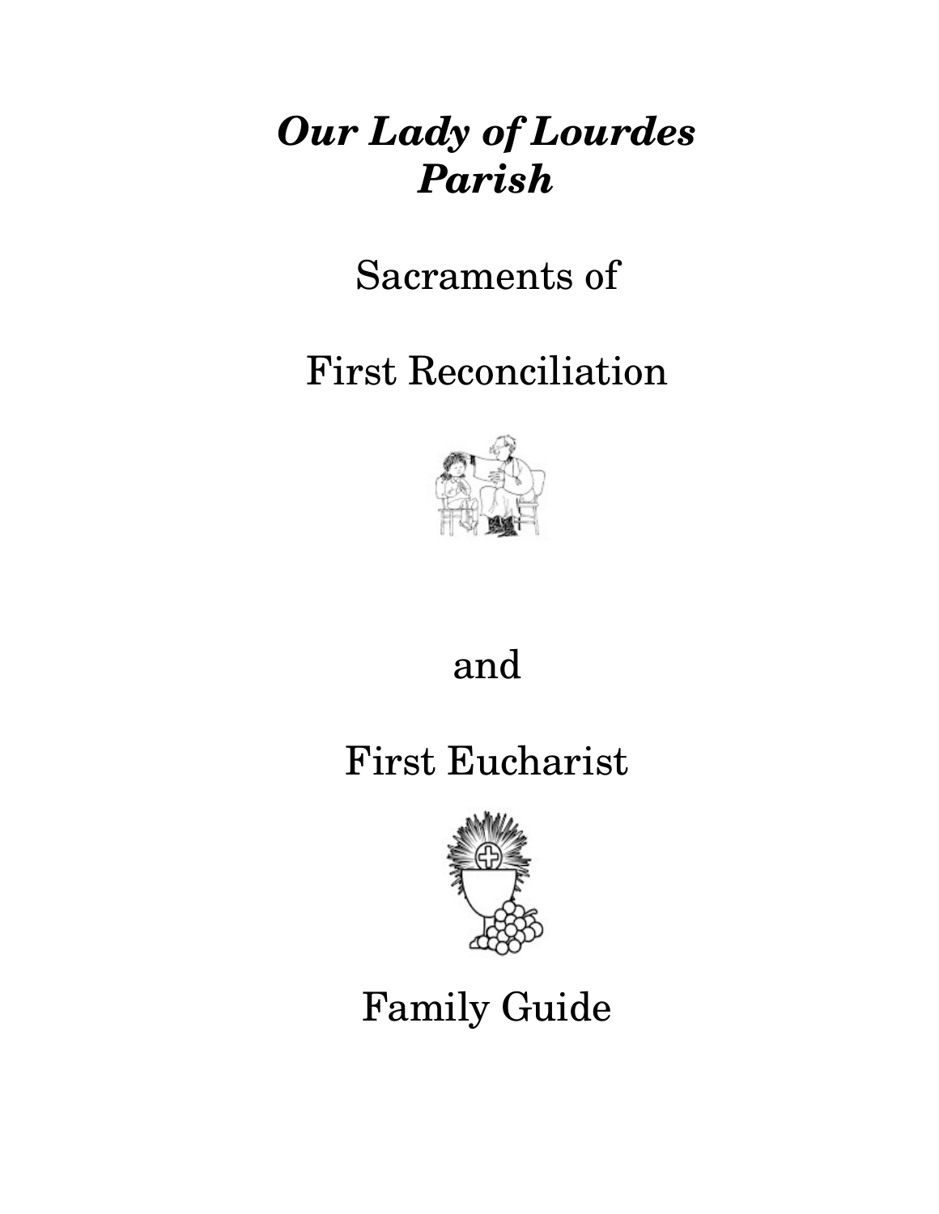# *Our Lady of Lourdes Parish*

Sacraments of

First Reconciliation

and

First Eucharist

Family Guide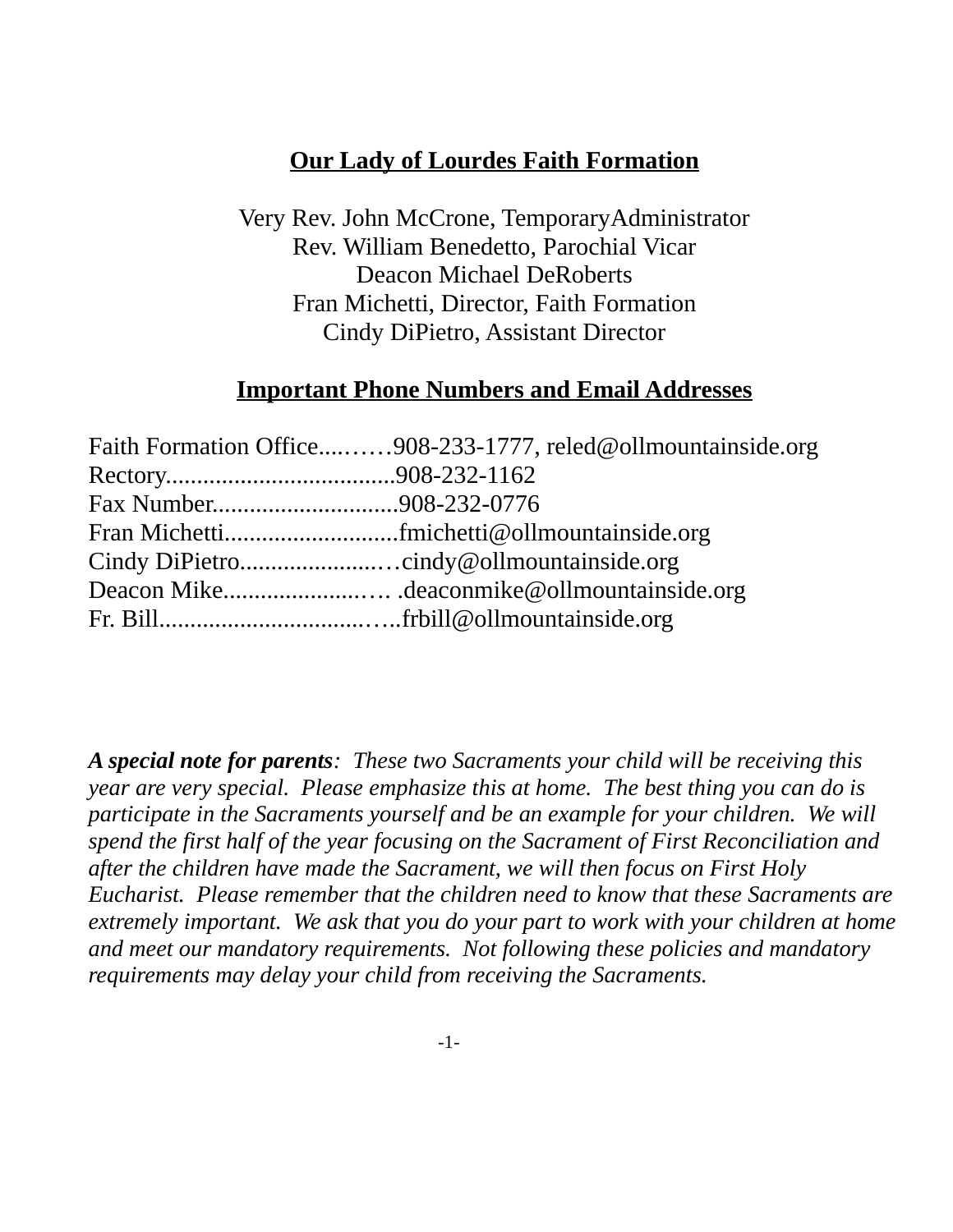## Our Lady of Lourdes Faith Formation

Very Rev. John McCrone, TemporaryAdministrator
Rev. William Benedetto, Parochial Vicar
Deacon Michael DeRoberts
Fran Michetti, Director, Faith Formation
Cindy DiPietro, Assistant Director

## Important Phone Numbers and Email Addresses

Faith Formation Office....……908-233-1777, reled@ollmountainside.org
Rectory.....................................908-232-1162
Fax Number..............................908-232-0776
Fran Michetti............................fmichetti@ollmountainside.org
Cindy DiPietro.......................…cindy@ollmountainside.org
Deacon Mike.......................… .deaconmike@ollmountainside.org
Fr. Bill..................................…..frbill@ollmountainside.org

***A special note for parents**: These two Sacraments your child will be receiving this year are very special. Please emphasize this at home. The best thing you can do is participate in the Sacraments yourself and be an example for your children. We will spend the first half of the year focusing on the Sacrament of First Reconciliation and after the children have made the Sacrament, we will then focus on First Holy Eucharist. Please remember that the children need to know that these Sacraments are extremely important. We ask that you do your part to work with your children at home and meet our mandatory requirements. Not following these policies and mandatory requirements may delay your child from receiving the Sacraments.*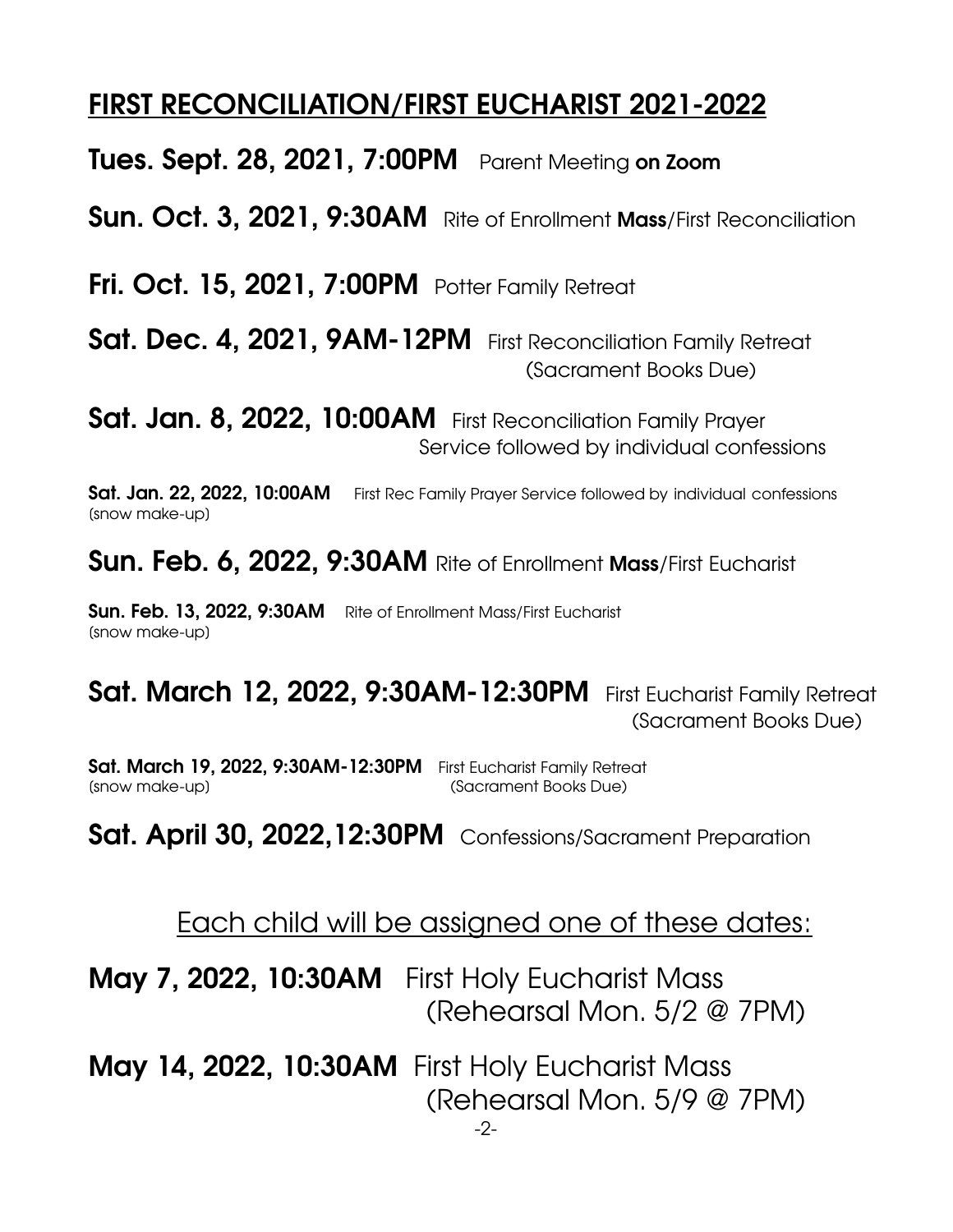## FIRST RECONCILIATION/FIRST EUCHARIST 2021-2022

**Tues. Sept. 28, 2021, 7:00PM** Parent Meeting **on Zoom**

**Sun. Oct. 3, 2021, 9:30AM** Rite of Enrollment **Mass**/First Reconciliation

**Fri. Oct. 15, 2021, 7:00PM** Potter Family Retreat

**Sat. Dec. 4, 2021, 9AM-12PM** First Reconciliation Family Retreat (Sacrament Books Due)

**Sat. Jan. 8, 2022, 10:00AM** First Reconciliation Family Prayer Service followed by individual confessions

**Sat. Jan. 22, 2022, 10:00AM** First Rec Family Prayer Service followed by individual confessions (snow make-up)

**Sun. Feb. 6, 2022, 9:30AM** Rite of Enrollment **Mass**/First Eucharist

**Sun. Feb. 13, 2022, 9:30AM** Rite of Enrollment Mass/First Eucharist (snow make-up)

**Sat. March 12, 2022, 9:30AM-12:30PM** First Eucharist Family Retreat (Sacrament Books Due)

**Sat. March 19, 2022, 9:30AM-12:30PM** (snow make-up) First Eucharist Family Retreat (Sacrament Books Due)

**Sat. April 30, 2022,12:30PM** Confessions/Sacrament Preparation

Each child will be assigned one of these dates:

**May 7, 2022, 10:30AM** First Holy Eucharist Mass (Rehearsal Mon. 5/2 @ 7PM)

**May 14, 2022, 10:30AM** First Holy Eucharist Mass (Rehearsal Mon. 5/9 @ 7PM)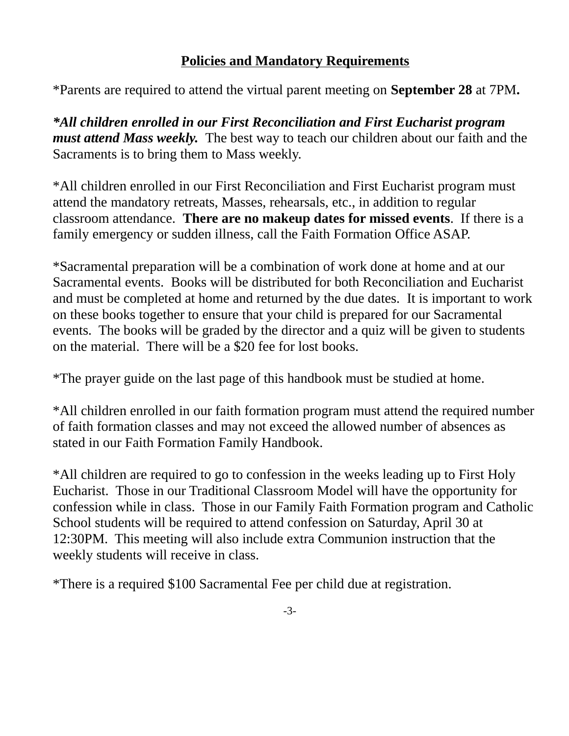## <u>Policies and Mandatory Requirements</u>

*Parents are required to attend the virtual parent meeting on **September 28** at 7PM**.**

***\*All children enrolled in our First Reconciliation and First Eucharist program must attend Mass weekly.*** The best way to teach our children about our faith and the Sacraments is to bring them to Mass weekly.

*All children enrolled in our First Reconciliation and First Eucharist program must attend the mandatory retreats, Masses, rehearsals, etc., in addition to regular classroom attendance. **There are no makeup dates for missed events**. If there is a family emergency or sudden illness, call the Faith Formation Office ASAP.

*Sacramental preparation will be a combination of work done at home and at our Sacramental events. Books will be distributed for both Reconciliation and Eucharist and must be completed at home and returned by the due dates. It is important to work on these books together to ensure that your child is prepared for our Sacramental events. The books will be graded by the director and a quiz will be given to students on the material. There will be a $20 fee for lost books.

*The prayer guide on the last page of this handbook must be studied at home.

*All children enrolled in our faith formation program must attend the required number of faith formation classes and may not exceed the allowed number of absences as stated in our Faith Formation Family Handbook.

*All children are required to go to confession in the weeks leading up to First Holy Eucharist. Those in our Traditional Classroom Model will have the opportunity for confession while in class. Those in our Family Faith Formation program and Catholic School students will be required to attend confession on Saturday, April 30 at 12:30PM. This meeting will also include extra Communion instruction that the weekly students will receive in class.

*There is a required $100 Sacramental Fee per child due at registration.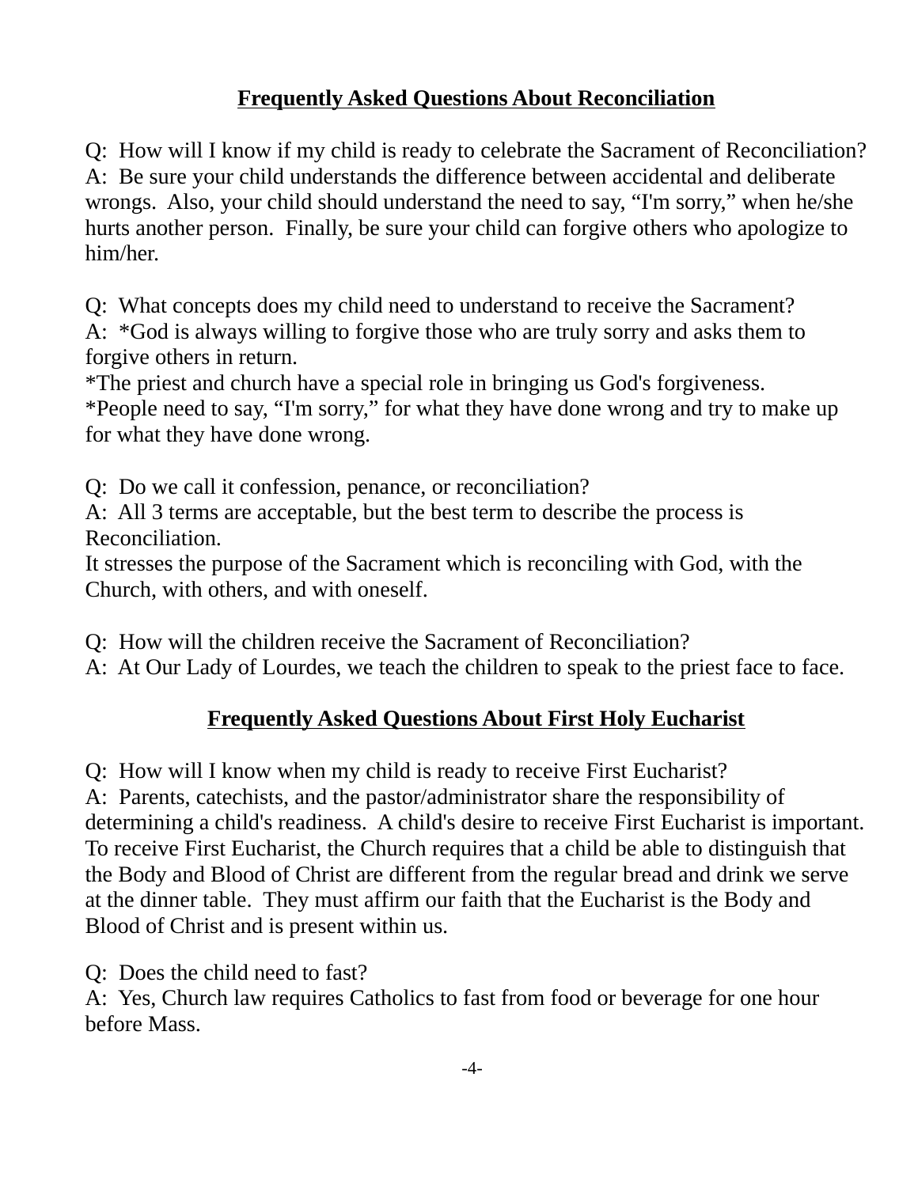## **Frequently Asked Questions About Reconciliation**

Q: How will I know if my child is ready to celebrate the Sacrament of Reconciliation?
A: Be sure your child understands the difference between accidental and deliberate wrongs. Also, your child should understand the need to say, "I'm sorry," when he/she hurts another person. Finally, be sure your child can forgive others who apologize to him/her.

Q: What concepts does my child need to understand to receive the Sacrament?
A: *God is always willing to forgive those who are truly sorry and asks them to forgive others in return.
*The priest and church have a special role in bringing us God's forgiveness.
*People need to say, "I'm sorry," for what they have done wrong and try to make up for what they have done wrong.

Q: Do we call it confession, penance, or reconciliation?
A: All 3 terms are acceptable, but the best term to describe the process is Reconciliation.
It stresses the purpose of the Sacrament which is reconciling with God, with the Church, with others, and with oneself.

Q: How will the children receive the Sacrament of Reconciliation?
A: At Our Lady of Lourdes, we teach the children to speak to the priest face to face.

## **Frequently Asked Questions About First Holy Eucharist**

Q: How will I know when my child is ready to receive First Eucharist?
A: Parents, catechists, and the pastor/administrator share the responsibility of determining a child's readiness. A child's desire to receive First Eucharist is important. To receive First Eucharist, the Church requires that a child be able to distinguish that the Body and Blood of Christ are different from the regular bread and drink we serve at the dinner table. They must affirm our faith that the Eucharist is the Body and Blood of Christ and is present within us.

Q: Does the child need to fast?
A: Yes, Church law requires Catholics to fast from food or beverage for one hour before Mass.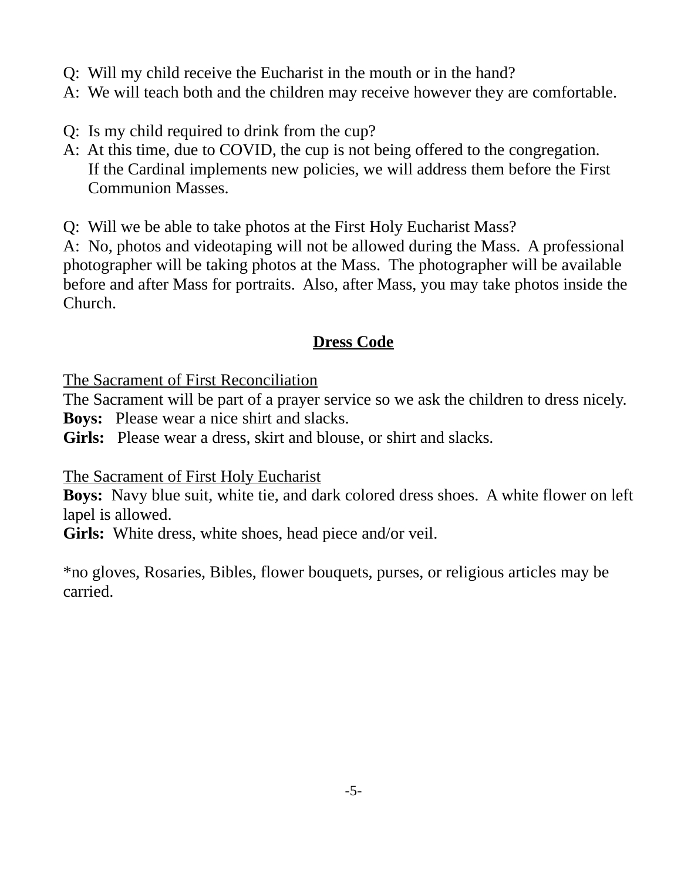Q: Will my child receive the Eucharist in the mouth or in the hand?
A: We will teach both and the children may receive however they are comfortable.

Q: Is my child required to drink from the cup?
A: At this time, due to COVID, the cup is not being offered to the congregation. If the Cardinal implements new policies, we will address them before the First Communion Masses.

Q: Will we be able to take photos at the First Holy Eucharist Mass?
A: No, photos and videotaping will not be allowed during the Mass. A professional photographer will be taking photos at the Mass. The photographer will be available before and after Mass for portraits. Also, after Mass, you may take photos inside the Church.

## Dress Code

The Sacrament of First Reconciliation
The Sacrament will be part of a prayer service so we ask the children to dress nicely.
**Boys:** Please wear a nice shirt and slacks.
**Girls:** Please wear a dress, skirt and blouse, or shirt and slacks.

The Sacrament of First Holy Eucharist
**Boys:** Navy blue suit, white tie, and dark colored dress shoes. A white flower on left lapel is allowed.
**Girls:** White dress, white shoes, head piece and/or veil.

*no gloves, Rosaries, Bibles, flower bouquets, purses, or religious articles may be carried.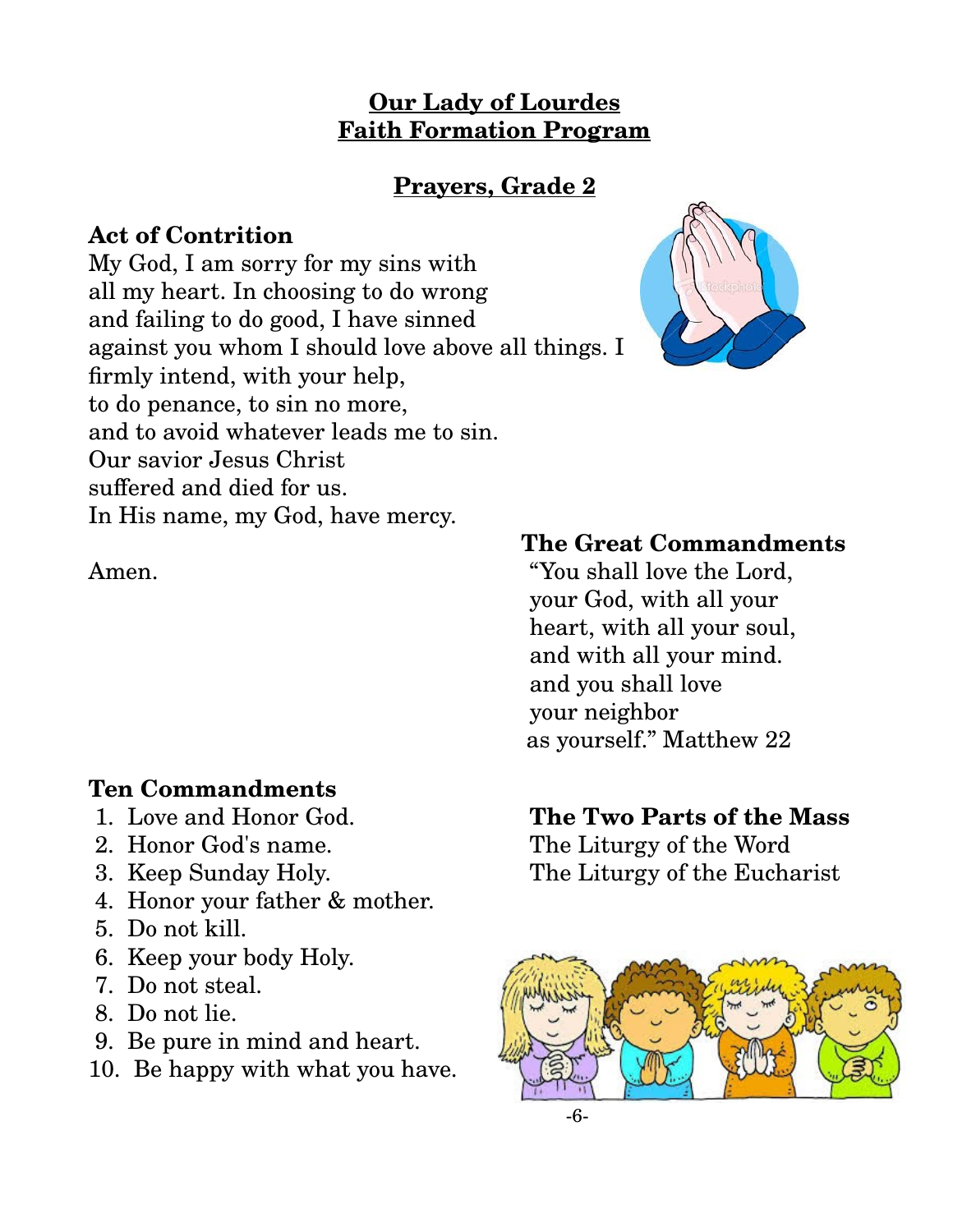# Our Lady of Lourdes
# Faith Formation Program

## Prayers, Grade 2

### Act of Contrition

My God, I am sorry for my sins with
all my heart. In choosing to do wrong
and failing to do good, I have sinned
against you whom I should love above all things. I
firmly intend, with your help,
to do penance, to sin no more,
and to avoid whatever leads me to sin.
Our savior Jesus Christ
suffered and died for us.
In His name, my God, have mercy.

Amen.

### The Great Commandments

"You shall love the Lord,
your God, with all your
heart, with all your soul,
and with all your mind.
and you shall love
your neighbor
as yourself." Matthew 22

### Ten Commandments

1. Love and Honor God.
2. Honor God's name.
3. Keep Sunday Holy.
4. Honor your father & mother.
5. Do not kill.
6. Keep your body Holy.
7. Do not steal.
8. Do not lie.
9. Be pure in mind and heart.
10. Be happy with what you have.

### The Two Parts of the Mass

The Liturgy of the Word
The Liturgy of the Eucharist